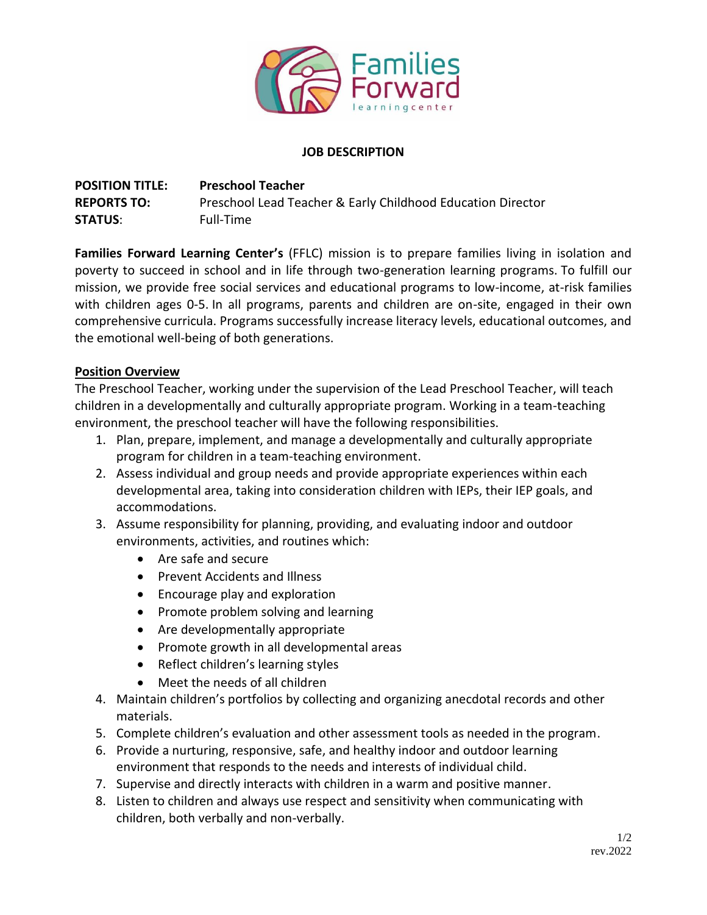Families Forward
learningcenter

**JOB DESCRIPTION**

**POSITION TITLE:** **Preschool Teacher**
**REPORTS TO:** Preschool Lead Teacher & Early Childhood Education Director
**STATUS**: Full-Time

**Families Forward Learning Center's** (FFLC) mission is to prepare families living in isolation and poverty to succeed in school and in life through two-generation learning programs. To fulfill our mission, we provide free social services and educational programs to low-income, at-risk families with children ages 0-5. In all programs, parents and children are on-site, engaged in their own comprehensive curricula. Programs successfully increase literacy levels, educational outcomes, and the emotional well-being of both generations.

## Position Overview

The Preschool Teacher, working under the supervision of the Lead Preschool Teacher, will teach children in a developmentally and culturally appropriate program. Working in a team-teaching environment, the preschool teacher will have the following responsibilities.

1. Plan, prepare, implement, and manage a developmentally and culturally appropriate program for children in a team-teaching environment.
2. Assess individual and group needs and provide appropriate experiences within each developmental area, taking into consideration children with IEPs, their IEP goals, and accommodations.
3. Assume responsibility for planning, providing, and evaluating indoor and outdoor environments, activities, and routines which:
   - Are safe and secure
   - Prevent Accidents and Illness
   - Encourage play and exploration
   - Promote problem solving and learning
   - Are developmentally appropriate
   - Promote growth in all developmental areas
   - Reflect children's learning styles
   - Meet the needs of all children
4. Maintain children's portfolios by collecting and organizing anecdotal records and other materials.
5. Complete children's evaluation and other assessment tools as needed in the program.
6. Provide a nurturing, responsive, safe, and healthy indoor and outdoor learning environment that responds to the needs and interests of individual child.
7. Supervise and directly interacts with children in a warm and positive manner.
8. Listen to children and always use respect and sensitivity when communicating with children, both verbally and non-verbally.

rev.2022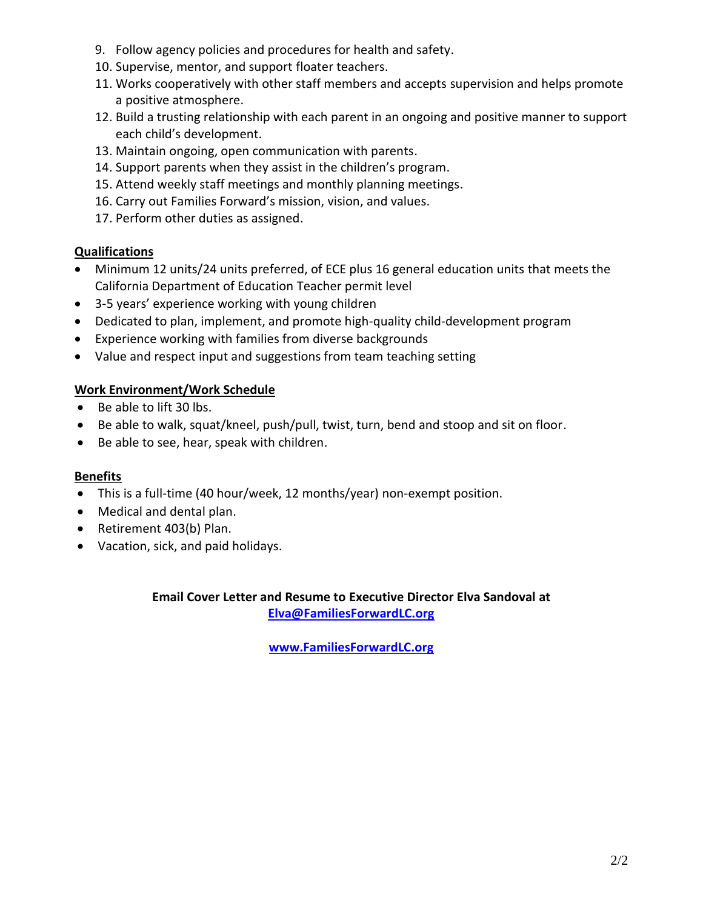9. Follow agency policies and procedures for health and safety.
10. Supervise, mentor, and support floater teachers.
11. Works cooperatively with other staff members and accepts supervision and helps promote a positive atmosphere.
12. Build a trusting relationship with each parent in an ongoing and positive manner to support each child's development.
13. Maintain ongoing, open communication with parents.
14. Support parents when they assist in the children's program.
15. Attend weekly staff meetings and monthly planning meetings.
16. Carry out Families Forward's mission, vision, and values.
17. Perform other duties as assigned.

**Qualifications**

- Minimum 12 units/24 units preferred, of ECE plus 16 general education units that meets the California Department of Education Teacher permit level
- 3-5 years' experience working with young children
- Dedicated to plan, implement, and promote high-quality child-development program
- Experience working with families from diverse backgrounds
- Value and respect input and suggestions from team teaching setting

**Work Environment/Work Schedule**

- Be able to lift 30 lbs.
- Be able to walk, squat/kneel, push/pull, twist, turn, bend and stoop and sit on floor.
- Be able to see, hear, speak with children.

**Benefits**

- This is a full-time (40 hour/week, 12 months/year) non-exempt position.
- Medical and dental plan.
- Retirement 403(b) Plan.
- Vacation, sick, and paid holidays.

**Email Cover Letter and Resume to Executive Director Elva Sandoval at**
**Elva@FamiliesForwardLC.org**

**www.FamiliesForwardLC.org**